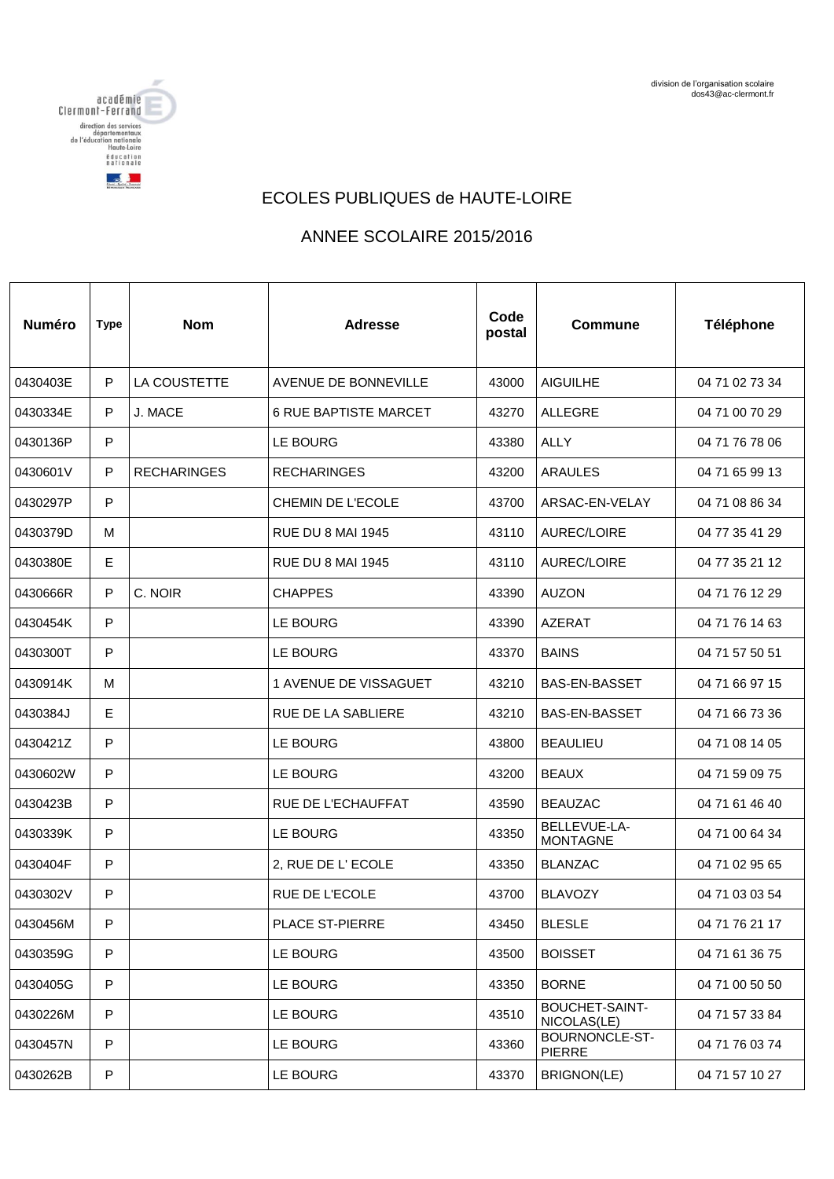division de l'organisation scolaire
dos43@ac-clermont.fr

académie Clermont-Ferrand
direction des services départementaux de l'éducation nationale Haute-Loire

# ECOLES PUBLIQUES de HAUTE-LOIRE

## ANNEE SCOLAIRE 2015/2016

| Numéro | Type | Nom | Adresse | Code postal | Commune | Téléphone |
|---|---|---|---|---|---|---|
| 0430403E | P | LA COUSTETTE | AVENUE DE BONNEVILLE | 43000 | AIGUILHE | 04 71 02 73 34 |
| 0430334E | P | J. MACE | 6 RUE BAPTISTE MARCET | 43270 | ALLEGRE | 04 71 00 70 29 |
| 0430136P | P | | LE BOURG | 43380 | ALLY | 04 71 76 78 06 |
| 0430601V | P | RECHARINGES | RECHARINGES | 43200 | ARAULES | 04 71 65 99 13 |
| 0430297P | P | | CHEMIN DE L'ECOLE | 43700 | ARSAC-EN-VELAY | 04 71 08 86 34 |
| 0430379D | M | | RUE DU 8 MAI 1945 | 43110 | AUREC/LOIRE | 04 77 35 41 29 |
| 0430380E | E | | RUE DU 8 MAI 1945 | 43110 | AUREC/LOIRE | 04 77 35 21 12 |
| 0430666R | P | C. NOIR | CHAPPES | 43390 | AUZON | 04 71 76 12 29 |
| 0430454K | P | | LE BOURG | 43390 | AZERAT | 04 71 76 14 63 |
| 0430300T | P | | LE BOURG | 43370 | BAINS | 04 71 57 50 51 |
| 0430914K | M | | 1 AVENUE DE VISSAGUET | 43210 | BAS-EN-BASSET | 04 71 66 97 15 |
| 0430384J | E | | RUE DE LA SABLIERE | 43210 | BAS-EN-BASSET | 04 71 66 73 36 |
| 0430421Z | P | | LE BOURG | 43800 | BEAULIEU | 04 71 08 14 05 |
| 0430602W | P | | LE BOURG | 43200 | BEAUX | 04 71 59 09 75 |
| 0430423B | P | | RUE DE L'ECHAUFFAT | 43590 | BEAUZAC | 04 71 61 46 40 |
| 0430339K | P | | LE BOURG | 43350 | BELLEVUE-LA-MONTAGNE | 04 71 00 64 34 |
| 0430404F | P | | 2, RUE DE L' ECOLE | 43350 | BLANZAC | 04 71 02 95 65 |
| 0430302V | P | | RUE DE L'ECOLE | 43700 | BLAVOZY | 04 71 03 03 54 |
| 0430456M | P | | PLACE ST-PIERRE | 43450 | BLESLE | 04 71 76 21 17 |
| 0430359G | P | | LE BOURG | 43500 | BOISSET | 04 71 61 36 75 |
| 0430405G | P | | LE BOURG | 43350 | BORNE | 04 71 00 50 50 |
| 0430226M | P | | LE BOURG | 43510 | BOUCHET-SAINT-NICOLAS(LE) | 04 71 57 33 84 |
| 0430457N | P | | LE BOURG | 43360 | BOURNONCLE-ST-PIERRE | 04 71 76 03 74 |
| 0430262B | P | | LE BOURG | 43370 | BRIGNON(LE) | 04 71 57 10 27 |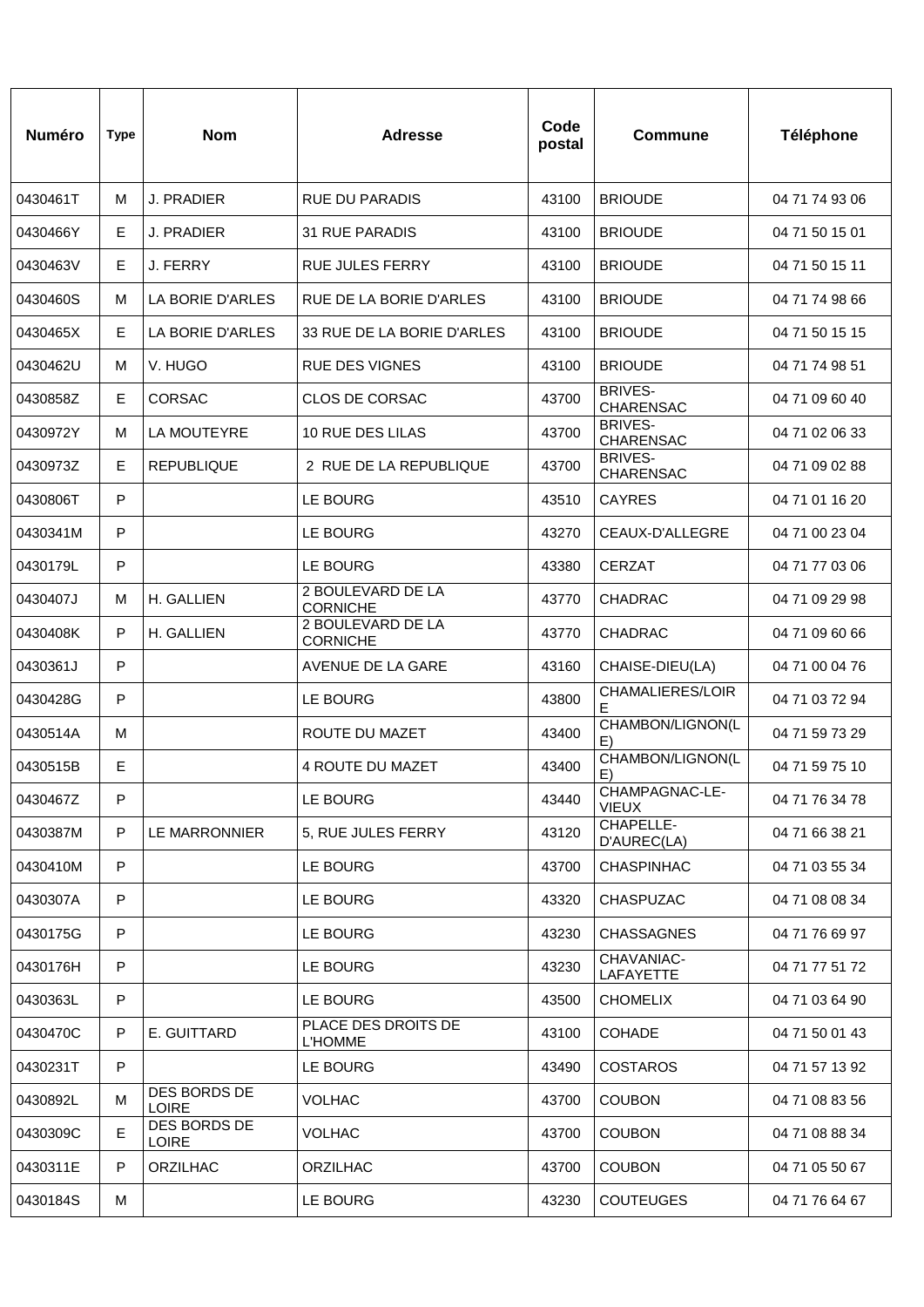| Numéro | Type | Nom | Adresse | Code postal | Commune | Téléphone |
|---|---|---|---|---|---|---|
| 0430461T | M | J. PRADIER | RUE DU PARADIS | 43100 | BRIOUDE | 04 71 74 93 06 |
| 0430466Y | E | J. PRADIER | 31 RUE PARADIS | 43100 | BRIOUDE | 04 71 50 15 01 |
| 0430463V | E | J. FERRY | RUE JULES FERRY | 43100 | BRIOUDE | 04 71 50 15 11 |
| 0430460S | M | LA BORIE D'ARLES | RUE DE LA BORIE D'ARLES | 43100 | BRIOUDE | 04 71 74 98 66 |
| 0430465X | E | LA BORIE D'ARLES | 33 RUE DE LA BORIE D'ARLES | 43100 | BRIOUDE | 04 71 50 15 15 |
| 0430462U | M | V. HUGO | RUE DES VIGNES | 43100 | BRIOUDE | 04 71 74 98 51 |
| 0430858Z | E | CORSAC | CLOS DE CORSAC | 43700 | BRIVES-CHARENSAC | 04 71 09 60 40 |
| 0430972Y | M | LA MOUTEYRE | 10 RUE DES LILAS | 43700 | BRIVES-CHARENSAC | 04 71 02 06 33 |
| 0430973Z | E | REPUBLIQUE | 2 RUE DE LA REPUBLIQUE | 43700 | BRIVES-CHARENSAC | 04 71 09 02 88 |
| 0430806T | P | | LE BOURG | 43510 | CAYRES | 04 71 01 16 20 |
| 0430341M | P | | LE BOURG | 43270 | CEAUX-D'ALLEGRE | 04 71 00 23 04 |
| 0430179L | P | | LE BOURG | 43380 | CERZAT | 04 71 77 03 06 |
| 0430407J | M | H. GALLIEN | 2 BOULEVARD DE LA CORNICHE | 43770 | CHADRAC | 04 71 09 29 98 |
| 0430408K | P | H. GALLIEN | 2 BOULEVARD DE LA CORNICHE | 43770 | CHADRAC | 04 71 09 60 66 |
| 0430361J | P | | AVENUE DE LA GARE | 43160 | CHAISE-DIEU(LA) | 04 71 00 04 76 |
| 0430428G | P | | LE BOURG | 43800 | CHAMALIERES/LOIRE | 04 71 03 72 94 |
| 0430514A | M | | ROUTE DU MAZET | 43400 | CHAMBON/LIGNON(LE) | 04 71 59 73 29 |
| 0430515B | E | | 4 ROUTE DU MAZET | 43400 | CHAMBON/LIGNON(LE) | 04 71 59 75 10 |
| 0430467Z | P | | LE BOURG | 43440 | CHAMPAGNAC-LE-VIEUX | 04 71 76 34 78 |
| 0430387M | P | LE MARRONNIER | 5, RUE JULES FERRY | 43120 | CHAPELLE-D'AUREC(LA) | 04 71 66 38 21 |
| 0430410M | P | | LE BOURG | 43700 | CHASPINHAC | 04 71 03 55 34 |
| 0430307A | P | | LE BOURG | 43320 | CHASPUZAC | 04 71 08 08 34 |
| 0430175G | P | | LE BOURG | 43230 | CHASSAGNES | 04 71 76 69 97 |
| 0430176H | P | | LE BOURG | 43230 | CHAVANIAC-LAFAYETTE | 04 71 77 51 72 |
| 0430363L | P | | LE BOURG | 43500 | CHOMELIX | 04 71 03 64 90 |
| 0430470C | P | E. GUITTARD | PLACE DES DROITS DE L'HOMME | 43100 | COHADE | 04 71 50 01 43 |
| 0430231T | P | | LE BOURG | 43490 | COSTAROS | 04 71 57 13 92 |
| 0430892L | M | DES BORDS DE LOIRE | VOLHAC | 43700 | COUBON | 04 71 08 83 56 |
| 0430309C | E | DES BORDS DE LOIRE | VOLHAC | 43700 | COUBON | 04 71 08 88 34 |
| 0430311E | P | ORZILHAC | ORZILHAC | 43700 | COUBON | 04 71 05 50 67 |
| 0430184S | M | | LE BOURG | 43230 | COUTEUGES | 04 71 76 64 67 |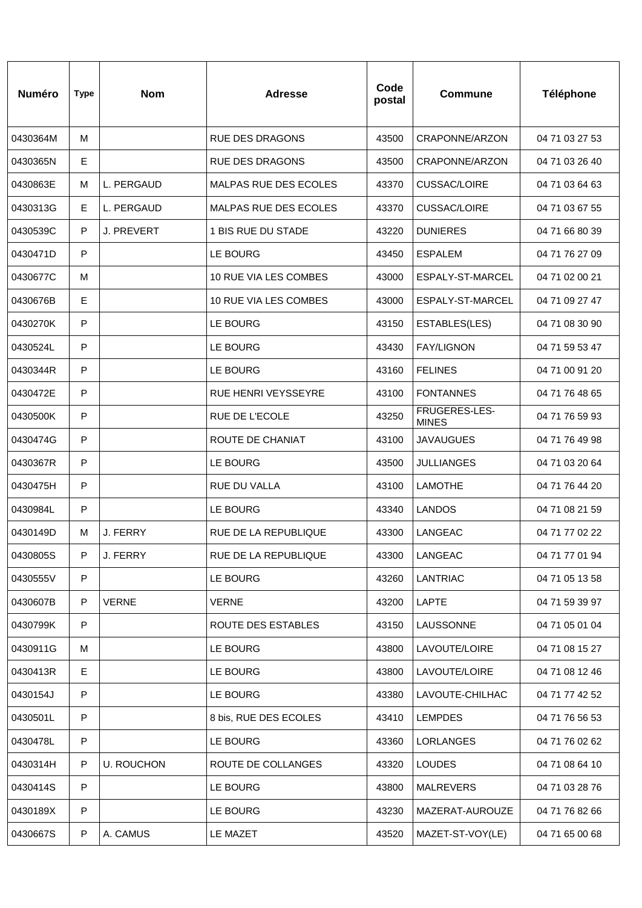| Numéro | Type | Nom | Adresse | Code postal | Commune | Téléphone |
|---|---|---|---|---|---|---|
| 0430364M | M | | RUE DES DRAGONS | 43500 | CRAPONNE/ARZON | 04 71 03 27 53 |
| 0430365N | E | | RUE DES DRAGONS | 43500 | CRAPONNE/ARZON | 04 71 03 26 40 |
| 0430863E | M | L. PERGAUD | MALPAS RUE DES ECOLES | 43370 | CUSSAC/LOIRE | 04 71 03 64 63 |
| 0430313G | E | L. PERGAUD | MALPAS RUE DES ECOLES | 43370 | CUSSAC/LOIRE | 04 71 03 67 55 |
| 0430539C | P | J. PREVERT | 1 BIS RUE DU STADE | 43220 | DUNIERES | 04 71 66 80 39 |
| 0430471D | P | | LE BOURG | 43450 | ESPALEM | 04 71 76 27 09 |
| 0430677C | M | | 10 RUE VIA LES COMBES | 43000 | ESPALY-ST-MARCEL | 04 71 02 00 21 |
| 0430676B | E | | 10 RUE VIA LES COMBES | 43000 | ESPALY-ST-MARCEL | 04 71 09 27 47 |
| 0430270K | P | | LE BOURG | 43150 | ESTABLES(LES) | 04 71 08 30 90 |
| 0430524L | P | | LE BOURG | 43430 | FAY/LIGNON | 04 71 59 53 47 |
| 0430344R | P | | LE BOURG | 43160 | FELINES | 04 71 00 91 20 |
| 0430472E | P | | RUE HENRI VEYSSEYRE | 43100 | FONTANNES | 04 71 76 48 65 |
| 0430500K | P | | RUE DE L'ECOLE | 43250 | FRUGERES-LES-MINES | 04 71 76 59 93 |
| 0430474G | P | | ROUTE DE CHANIAT | 43100 | JAVAUGUES | 04 71 76 49 98 |
| 0430367R | P | | LE BOURG | 43500 | JULLIANGES | 04 71 03 20 64 |
| 0430475H | P | | RUE DU VALLA | 43100 | LAMOTHE | 04 71 76 44 20 |
| 0430984L | P | | LE BOURG | 43340 | LANDOS | 04 71 08 21 59 |
| 0430149D | M | J. FERRY | RUE DE LA REPUBLIQUE | 43300 | LANGEAC | 04 71 77 02 22 |
| 0430805S | P | J. FERRY | RUE DE LA REPUBLIQUE | 43300 | LANGEAC | 04 71 77 01 94 |
| 0430555V | P | | LE BOURG | 43260 | LANTRIAC | 04 71 05 13 58 |
| 0430607B | P | VERNE | VERNE | 43200 | LAPTE | 04 71 59 39 97 |
| 0430799K | P | | ROUTE DES ESTABLES | 43150 | LAUSSONNE | 04 71 05 01 04 |
| 0430911G | M | | LE BOURG | 43800 | LAVOUTE/LOIRE | 04 71 08 15 27 |
| 0430413R | E | | LE BOURG | 43800 | LAVOUTE/LOIRE | 04 71 08 12 46 |
| 0430154J | P | | LE BOURG | 43380 | LAVOUTE-CHILHAC | 04 71 77 42 52 |
| 0430501L | P | | 8 bis, RUE DES ECOLES | 43410 | LEMPDES | 04 71 76 56 53 |
| 0430478L | P | | LE BOURG | 43360 | LORLANGES | 04 71 76 02 62 |
| 0430314H | P | U. ROUCHON | ROUTE DE COLLANGES | 43320 | LOUDES | 04 71 08 64 10 |
| 0430414S | P | | LE BOURG | 43800 | MALREVERS | 04 71 03 28 76 |
| 0430189X | P | | LE BOURG | 43230 | MAZERAT-AUROUZE | 04 71 76 82 66 |
| 0430667S | P | A. CAMUS | LE MAZET | 43520 | MAZET-ST-VOY(LE) | 04 71 65 00 68 |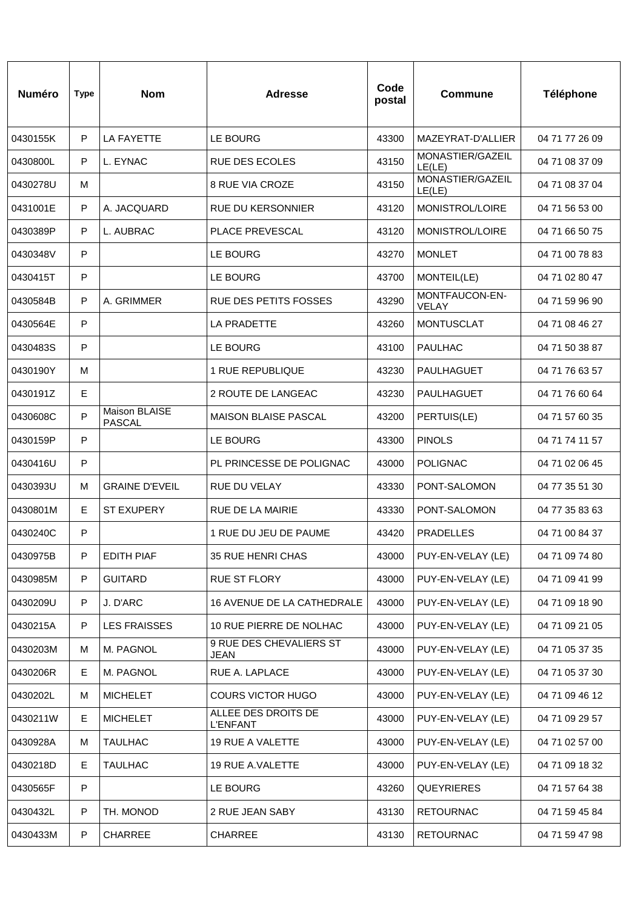| Numéro | Type | Nom | Adresse | Code postal | Commune | Téléphone |
|---|---|---|---|---|---|---|
| 0430155K | P | LA FAYETTE | LE BOURG | 43300 | MAZEYRAT-D'ALLIER | 04 71 77 26 09 |
| 0430800L | P | L. EYNAC | RUE DES ECOLES | 43150 | MONASTIER/GAZEIL LE(LE) | 04 71 08 37 09 |
| 0430278U | M | | 8 RUE VIA CROZE | 43150 | MONASTIER/GAZEIL LE(LE) | 04 71 08 37 04 |
| 0431001E | P | A. JACQUARD | RUE DU KERSONNIER | 43120 | MONISTROL/LOIRE | 04 71 56 53 00 |
| 0430389P | P | L. AUBRAC | PLACE PREVESCAL | 43120 | MONISTROL/LOIRE | 04 71 66 50 75 |
| 0430348V | P | | LE BOURG | 43270 | MONLET | 04 71 00 78 83 |
| 0430415T | P | | LE BOURG | 43700 | MONTEIL(LE) | 04 71 02 80 47 |
| 0430584B | P | A. GRIMMER | RUE DES PETITS FOSSES | 43290 | MONTFAUCON-EN-VELAY | 04 71 59 96 90 |
| 0430564E | P | | LA PRADETTE | 43260 | MONTUSCLAT | 04 71 08 46 27 |
| 0430483S | P | | LE BOURG | 43100 | PAULHAC | 04 71 50 38 87 |
| 0430190Y | M | | 1 RUE REPUBLIQUE | 43230 | PAULHAGUET | 04 71 76 63 57 |
| 0430191Z | E | | 2 ROUTE DE LANGEAC | 43230 | PAULHAGUET | 04 71 76 60 64 |
| 0430608C | P | Maison BLAISE PASCAL | MAISON BLAISE PASCAL | 43200 | PERTUIS(LE) | 04 71 57 60 35 |
| 0430159P | P | | LE BOURG | 43300 | PINOLS | 04 71 74 11 57 |
| 0430416U | P | | PL PRINCESSE DE POLIGNAC | 43000 | POLIGNAC | 04 71 02 06 45 |
| 0430393U | M | GRAINE D'EVEIL | RUE DU VELAY | 43330 | PONT-SALOMON | 04 77 35 51 30 |
| 0430801M | E | ST EXUPERY | RUE DE LA MAIRIE | 43330 | PONT-SALOMON | 04 77 35 83 63 |
| 0430240C | P | | 1 RUE DU JEU DE PAUME | 43420 | PRADELLES | 04 71 00 84 37 |
| 0430975B | P | EDITH PIAF | 35 RUE HENRI CHAS | 43000 | PUY-EN-VELAY (LE) | 04 71 09 74 80 |
| 0430985M | P | GUITARD | RUE ST FLORY | 43000 | PUY-EN-VELAY (LE) | 04 71 09 41 99 |
| 0430209U | P | J. D'ARC | 16 AVENUE DE LA CATHEDRALE | 43000 | PUY-EN-VELAY (LE) | 04 71 09 18 90 |
| 0430215A | P | LES FRAISSES | 10 RUE PIERRE DE NOLHAC | 43000 | PUY-EN-VELAY (LE) | 04 71 09 21 05 |
| 0430203M | M | M. PAGNOL | 9 RUE DES CHEVALIERS ST JEAN | 43000 | PUY-EN-VELAY (LE) | 04 71 05 37 35 |
| 0430206R | E | M. PAGNOL | RUE A. LAPLACE | 43000 | PUY-EN-VELAY (LE) | 04 71 05 37 30 |
| 0430202L | M | MICHELET | COURS VICTOR HUGO | 43000 | PUY-EN-VELAY (LE) | 04 71 09 46 12 |
| 0430211W | E | MICHELET | ALLEE DES DROITS DE L'ENFANT | 43000 | PUY-EN-VELAY (LE) | 04 71 09 29 57 |
| 0430928A | M | TAULHAC | 19 RUE A VALETTE | 43000 | PUY-EN-VELAY (LE) | 04 71 02 57 00 |
| 0430218D | E | TAULHAC | 19 RUE A.VALETTE | 43000 | PUY-EN-VELAY (LE) | 04 71 09 18 32 |
| 0430565F | P | | LE BOURG | 43260 | QUEYRIERES | 04 71 57 64 38 |
| 0430432L | P | TH. MONOD | 2 RUE JEAN SABY | 43130 | RETOURNAC | 04 71 59 45 84 |
| 0430433M | P | CHARREE | CHARREE | 43130 | RETOURNAC | 04 71 59 47 98 |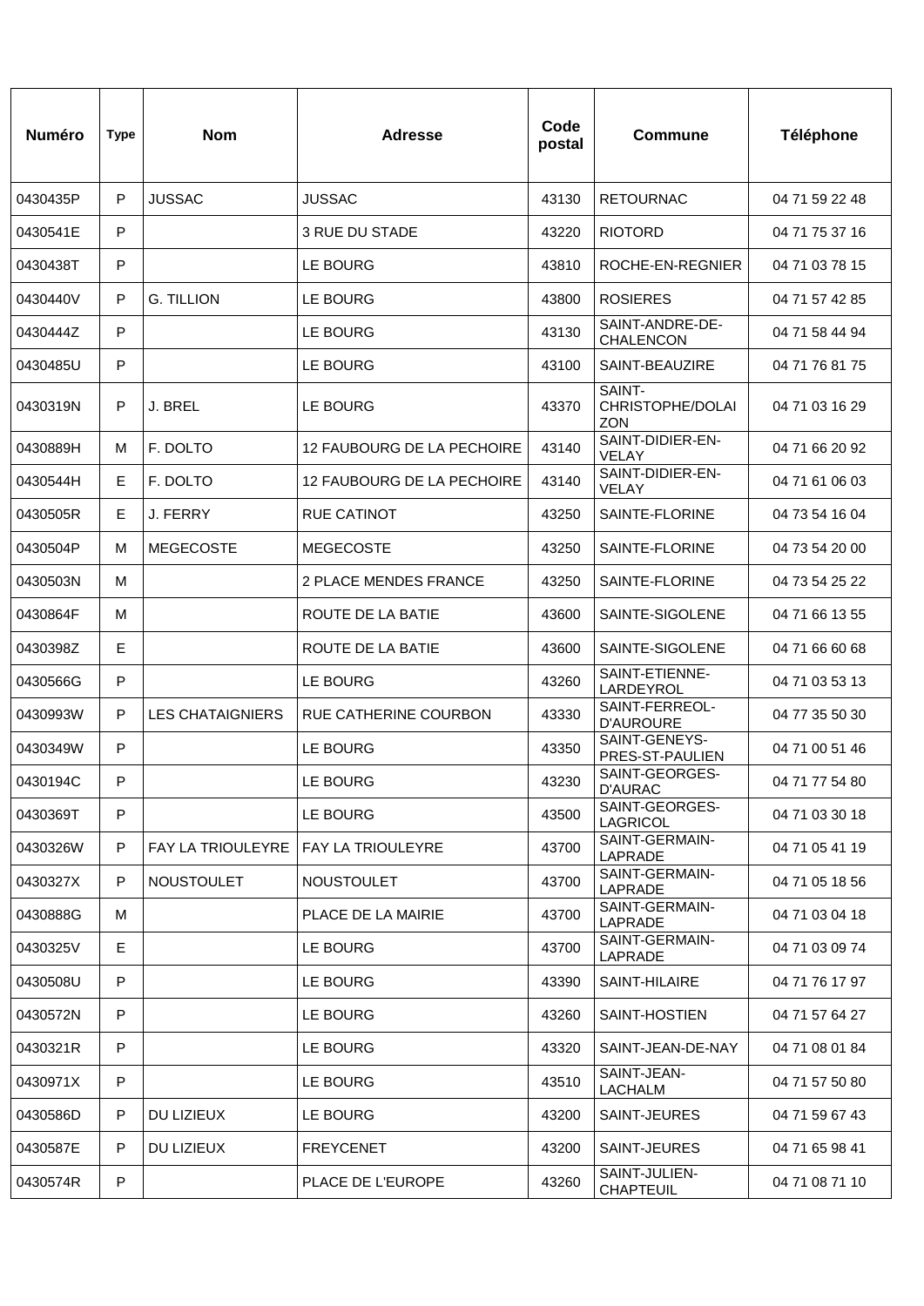| Numéro | Type | Nom | Adresse | Code postal | Commune | Téléphone |
|---|---|---|---|---|---|---|
| 0430435P | P | JUSSAC | JUSSAC | 43130 | RETOURNAC | 04 71 59 22 48 |
| 0430541E | P | | 3 RUE DU STADE | 43220 | RIOTORD | 04 71 75 37 16 |
| 0430438T | P | | LE BOURG | 43810 | ROCHE-EN-REGNIER | 04 71 03 78 15 |
| 0430440V | P | G. TILLION | LE BOURG | 43800 | ROSIERES | 04 71 57 42 85 |
| 0430444Z | P | | LE BOURG | 43130 | SAINT-ANDRE-DE-CHALENCON | 04 71 58 44 94 |
| 0430485U | P | | LE BOURG | 43100 | SAINT-BEAUZIRE | 04 71 76 81 75 |
| 0430319N | P | J. BREL | LE BOURG | 43370 | SAINT-CHRISTOPHE/DOLAIZON | 04 71 03 16 29 |
| 0430889H | M | F. DOLTO | 12 FAUBOURG DE LA PECHOIRE | 43140 | SAINT-DIDIER-EN-VELAY | 04 71 66 20 92 |
| 0430544H | E | F. DOLTO | 12 FAUBOURG DE LA PECHOIRE | 43140 | SAINT-DIDIER-EN-VELAY | 04 71 61 06 03 |
| 0430505R | E | J. FERRY | RUE CATINOT | 43250 | SAINTE-FLORINE | 04 73 54 16 04 |
| 0430504P | M | MEGECOSTE | MEGECOSTE | 43250 | SAINTE-FLORINE | 04 73 54 20 00 |
| 0430503N | M | | 2 PLACE MENDES FRANCE | 43250 | SAINTE-FLORINE | 04 73 54 25 22 |
| 0430864F | M | | ROUTE DE LA BATIE | 43600 | SAINTE-SIGOLENE | 04 71 66 13 55 |
| 0430398Z | E | | ROUTE DE LA BATIE | 43600 | SAINTE-SIGOLENE | 04 71 66 60 68 |
| 0430566G | P | | LE BOURG | 43260 | SAINT-ETIENNE-LARDEYROL | 04 71 03 53 13 |
| 0430993W | P | LES CHATAIGNIERS | RUE CATHERINE COURBON | 43330 | SAINT-FERREOL-D'AUROURE | 04 77 35 50 30 |
| 0430349W | P | | LE BOURG | 43350 | SAINT-GENEYS-PRES-ST-PAULIEN | 04 71 00 51 46 |
| 0430194C | P | | LE BOURG | 43230 | SAINT-GEORGES-D'AURAC | 04 71 77 54 80 |
| 0430369T | P | | LE BOURG | 43500 | SAINT-GEORGES-LAGRICOL | 04 71 03 30 18 |
| 0430326W | P | FAY LA TRIOULEYRE | FAY LA TRIOULEYRE | 43700 | SAINT-GERMAIN-LAPRADE | 04 71 05 41 19 |
| 0430327X | P | NOUSTOULET | NOUSTOULET | 43700 | SAINT-GERMAIN-LAPRADE | 04 71 05 18 56 |
| 0430888G | M | | PLACE DE LA MAIRIE | 43700 | SAINT-GERMAIN-LAPRADE | 04 71 03 04 18 |
| 0430325V | E | | LE BOURG | 43700 | SAINT-GERMAIN-LAPRADE | 04 71 03 09 74 |
| 0430508U | P | | LE BOURG | 43390 | SAINT-HILAIRE | 04 71 76 17 97 |
| 0430572N | P | | LE BOURG | 43260 | SAINT-HOSTIEN | 04 71 57 64 27 |
| 0430321R | P | | LE BOURG | 43320 | SAINT-JEAN-DE-NAY | 04 71 08 01 84 |
| 0430971X | P | | LE BOURG | 43510 | SAINT-JEAN-LACHALM | 04 71 57 50 80 |
| 0430586D | P | DU LIZIEUX | LE BOURG | 43200 | SAINT-JEURES | 04 71 59 67 43 |
| 0430587E | P | DU LIZIEUX | FREYCENET | 43200 | SAINT-JEURES | 04 71 65 98 41 |
| 0430574R | P | | PLACE DE L'EUROPE | 43260 | SAINT-JULIEN-CHAPTEUIL | 04 71 08 71 10 |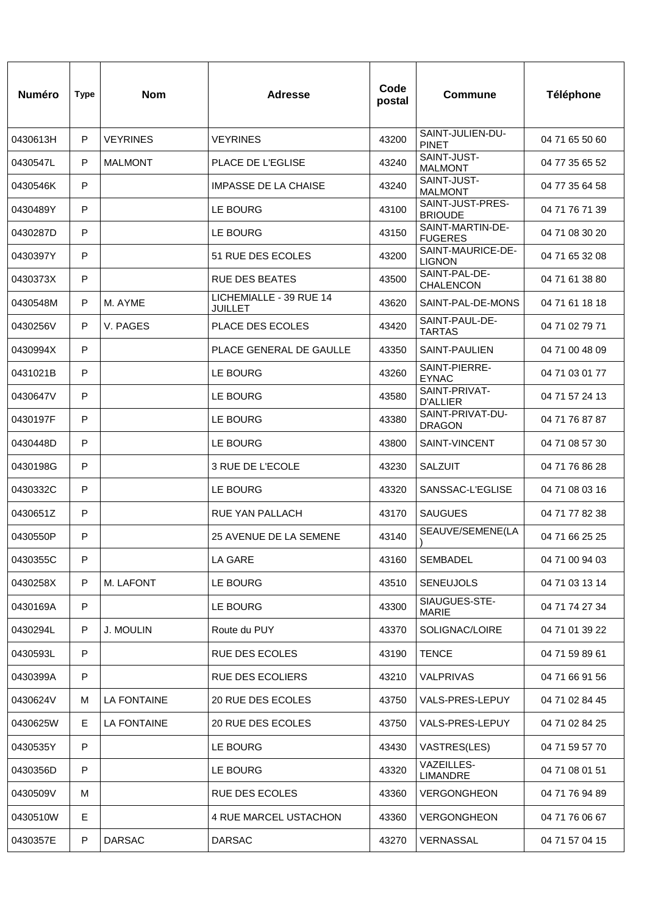| Numéro | Type | Nom | Adresse | Code postal | Commune | Téléphone |
|---|---|---|---|---|---|---|
| 0430613H | P | VEYRINES | VEYRINES | 43200 | SAINT-JULIEN-DU-PINET | 04 71 65 50 60 |
| 0430547L | P | MALMONT | PLACE DE L'EGLISE | 43240 | SAINT-JUST-MALMONT | 04 77 35 65 52 |
| 0430546K | P | | IMPASSE DE LA CHAISE | 43240 | SAINT-JUST-MALMONT | 04 77 35 64 58 |
| 0430489Y | P | | LE BOURG | 43100 | SAINT-JUST-PRES-BRIOUDE | 04 71 76 71 39 |
| 0430287D | P | | LE BOURG | 43150 | SAINT-MARTIN-DE-FUGERES | 04 71 08 30 20 |
| 0430397Y | P | | 51 RUE DES ECOLES | 43200 | SAINT-MAURICE-DE-LIGNON | 04 71 65 32 08 |
| 0430373X | P | | RUE DES BEATES | 43500 | SAINT-PAL-DE-CHALENCON | 04 71 61 38 80 |
| 0430548M | P | M. AYME | LICHEMIALLE - 39 RUE 14 JUILLET | 43620 | SAINT-PAL-DE-MONS | 04 71 61 18 18 |
| 0430256V | P | V. PAGES | PLACE DES ECOLES | 43420 | SAINT-PAUL-DE-TARTAS | 04 71 02 79 71 |
| 0430994X | P | | PLACE GENERAL DE GAULLE | 43350 | SAINT-PAULIEN | 04 71 00 48 09 |
| 0431021B | P | | LE BOURG | 43260 | SAINT-PIERRE-EYNAC | 04 71 03 01 77 |
| 0430647V | P | | LE BOURG | 43580 | SAINT-PRIVAT-D'ALLIER | 04 71 57 24 13 |
| 0430197F | P | | LE BOURG | 43380 | SAINT-PRIVAT-DU-DRAGON | 04 71 76 87 87 |
| 0430448D | P | | LE BOURG | 43800 | SAINT-VINCENT | 04 71 08 57 30 |
| 0430198G | P | | 3 RUE DE L'ECOLE | 43230 | SALZUIT | 04 71 76 86 28 |
| 0430332C | P | | LE BOURG | 43320 | SANSSAC-L'EGLISE | 04 71 08 03 16 |
| 0430651Z | P | | RUE YAN PALLACH | 43170 | SAUGUES | 04 71 77 82 38 |
| 0430550P | P | | 25 AVENUE DE LA SEMENE | 43140 | SEAUVE/SEMENE(LA) | 04 71 66 25 25 |
| 0430355C | P | | LA GARE | 43160 | SEMBADEL | 04 71 00 94 03 |
| 0430258X | P | M. LAFONT | LE BOURG | 43510 | SENEUJOLS | 04 71 03 13 14 |
| 0430169A | P | | LE BOURG | 43300 | SIAUGUES-STE-MARIE | 04 71 74 27 34 |
| 0430294L | P | J. MOULIN | Route du PUY | 43370 | SOLIGNAC/LOIRE | 04 71 01 39 22 |
| 0430593L | P | | RUE DES ECOLES | 43190 | TENCE | 04 71 59 89 61 |
| 0430399A | P | | RUE DES ECOLIERS | 43210 | VALPRIVAS | 04 71 66 91 56 |
| 0430624V | M | LA FONTAINE | 20 RUE DES ECOLES | 43750 | VALS-PRES-LEPUY | 04 71 02 84 45 |
| 0430625W | E | LA FONTAINE | 20 RUE DES ECOLES | 43750 | VALS-PRES-LEPUY | 04 71 02 84 25 |
| 0430535Y | P | | LE BOURG | 43430 | VASTRES(LES) | 04 71 59 57 70 |
| 0430356D | P | | LE BOURG | 43320 | VAZEILLES-LIMANDRE | 04 71 08 01 51 |
| 0430509V | M | | RUE DES ECOLES | 43360 | VERGONGHEON | 04 71 76 94 89 |
| 0430510W | E | | 4 RUE MARCEL USTACHON | 43360 | VERGONGHEON | 04 71 76 06 67 |
| 0430357E | P | DARSAC | DARSAC | 43270 | VERNASSAL | 04 71 57 04 15 |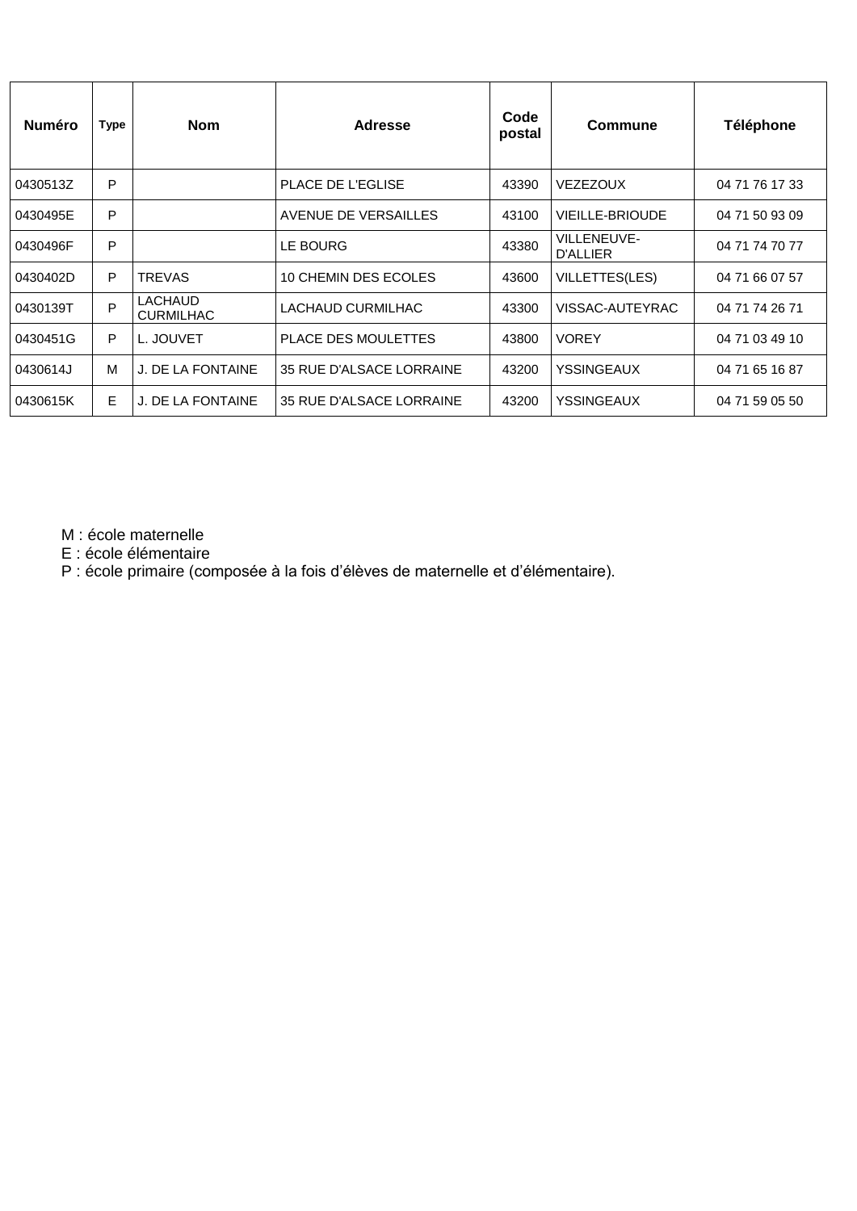| Numéro | Type | Nom | Adresse | Code postal | Commune | Téléphone |
|---|---|---|---|---|---|---|
| 0430513Z | P | | PLACE DE L'EGLISE | 43390 | VEZEZOUX | 04 71 76 17 33 |
| 0430495E | P | | AVENUE DE VERSAILLES | 43100 | VIEILLE-BRIOUDE | 04 71 50 93 09 |
| 0430496F | P | | LE BOURG | 43380 | VILLENEUVE-D'ALLIER | 04 71 74 70 77 |
| 0430402D | P | TREVAS | 10 CHEMIN DES ECOLES | 43600 | VILLETTES(LES) | 04 71 66 07 57 |
| 0430139T | P | LACHAUD CURMILHAC | LACHAUD CURMILHAC | 43300 | VISSAC-AUTEYRAC | 04 71 74 26 71 |
| 0430451G | P | L. JOUVET | PLACE DES MOULETTES | 43800 | VOREY | 04 71 03 49 10 |
| 0430614J | M | J. DE LA FONTAINE | 35 RUE D'ALSACE LORRAINE | 43200 | YSSINGEAUX | 04 71 65 16 87 |
| 0430615K | E | J. DE LA FONTAINE | 35 RUE D'ALSACE LORRAINE | 43200 | YSSINGEAUX | 04 71 59 05 50 |

M : école maternelle
E : école élémentaire
P : école primaire (composée à la fois d'élèves de maternelle et d'élémentaire).